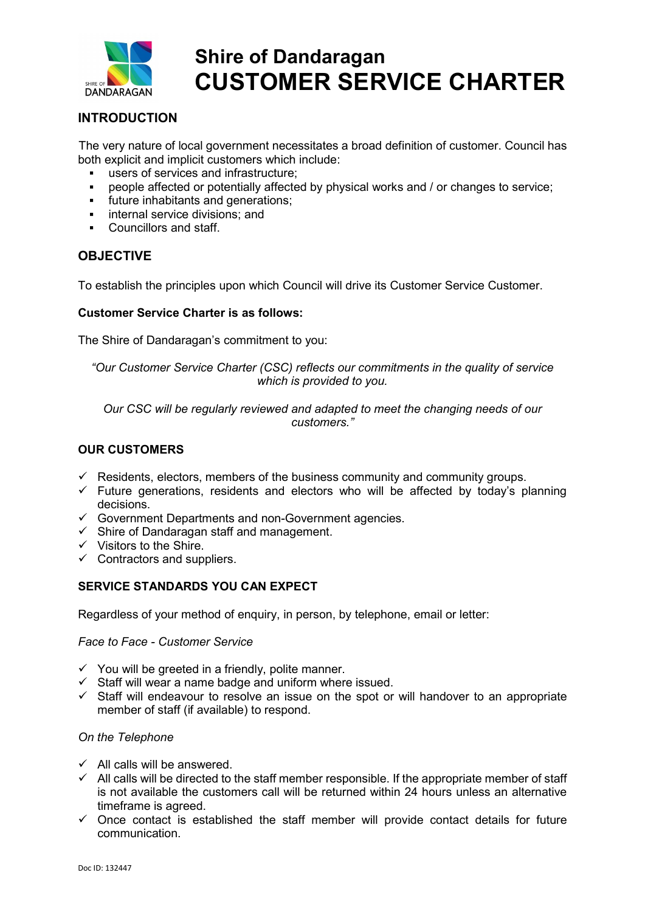# Shire of Dandaragan
# CUSTOMER SERVICE CHARTER

## INTRODUCTION

The very nature of local government necessitates a broad definition of customer. Council has both explicit and implicit customers which include:

- users of services and infrastructure;
- people affected or potentially affected by physical works and / or changes to service;
- future inhabitants and generations;
- internal service divisions; and
- Councillors and staff.

## OBJECTIVE

To establish the principles upon which Council will drive its Customer Service Customer.

**Customer Service Charter is as follows:**

The Shire of Dandaragan's commitment to you:

*"Our Customer Service Charter (CSC) reflects our commitments in the quality of service which is provided to you.*

*Our CSC will be regularly reviewed and adapted to meet the changing needs of our customers."*

## OUR CUSTOMERS

- ✓ Residents, electors, members of the business community and community groups.
- ✓ Future generations, residents and electors who will be affected by today's planning decisions.
- ✓ Government Departments and non-Government agencies.
- ✓ Shire of Dandaragan staff and management.
- ✓ Visitors to the Shire.
- ✓ Contractors and suppliers.

## SERVICE STANDARDS YOU CAN EXPECT

Regardless of your method of enquiry, in person, by telephone, email or letter:

*Face to Face - Customer Service*

- ✓ You will be greeted in a friendly, polite manner.
- ✓ Staff will wear a name badge and uniform where issued.
- ✓ Staff will endeavour to resolve an issue on the spot or will handover to an appropriate member of staff (if available) to respond.

*On the Telephone*

- ✓ All calls will be answered.
- ✓ All calls will be directed to the staff member responsible. If the appropriate member of staff is not available the customers call will be returned within 24 hours unless an alternative timeframe is agreed.
- ✓ Once contact is established the staff member will provide contact details for future communication.

Doc ID: 132447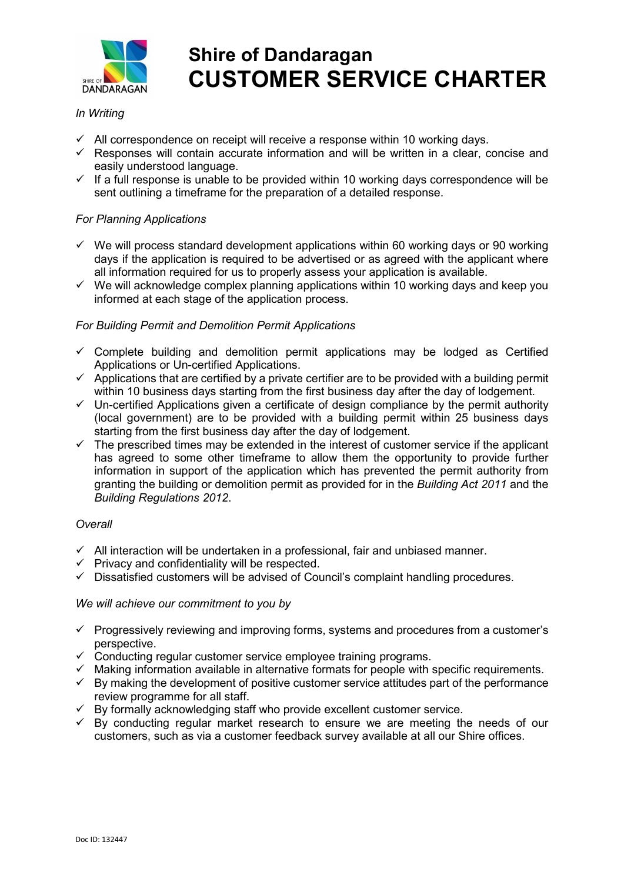# Shire of Dandaragan
# CUSTOMER SERVICE CHARTER

*In Writing*

- ✓ All correspondence on receipt will receive a response within 10 working days.
- ✓ Responses will contain accurate information and will be written in a clear, concise and easily understood language.
- ✓ If a full response is unable to be provided within 10 working days correspondence will be sent outlining a timeframe for the preparation of a detailed response.

*For Planning Applications*

- ✓ We will process standard development applications within 60 working days or 90 working days if the application is required to be advertised or as agreed with the applicant where all information required for us to properly assess your application is available.
- ✓ We will acknowledge complex planning applications within 10 working days and keep you informed at each stage of the application process.

*For Building Permit and Demolition Permit Applications*

- ✓ Complete building and demolition permit applications may be lodged as Certified Applications or Un-certified Applications.
- ✓ Applications that are certified by a private certifier are to be provided with a building permit within 10 business days starting from the first business day after the day of lodgement.
- ✓ Un-certified Applications given a certificate of design compliance by the permit authority (local government) are to be provided with a building permit within 25 business days starting from the first business day after the day of lodgement.
- ✓ The prescribed times may be extended in the interest of customer service if the applicant has agreed to some other timeframe to allow them the opportunity to provide further information in support of the application which has prevented the permit authority from granting the building or demolition permit as provided for in the *Building Act 2011* and the *Building Regulations 2012*.

*Overall*

- ✓ All interaction will be undertaken in a professional, fair and unbiased manner.
- ✓ Privacy and confidentiality will be respected.
- ✓ Dissatisfied customers will be advised of Council's complaint handling procedures.

*We will achieve our commitment to you by*

- ✓ Progressively reviewing and improving forms, systems and procedures from a customer's perspective.
- ✓ Conducting regular customer service employee training programs.
- ✓ Making information available in alternative formats for people with specific requirements.
- ✓ By making the development of positive customer service attitudes part of the performance review programme for all staff.
- ✓ By formally acknowledging staff who provide excellent customer service.
- ✓ By conducting regular market research to ensure we are meeting the needs of our customers, such as via a customer feedback survey available at all our Shire offices.

Doc ID: 132447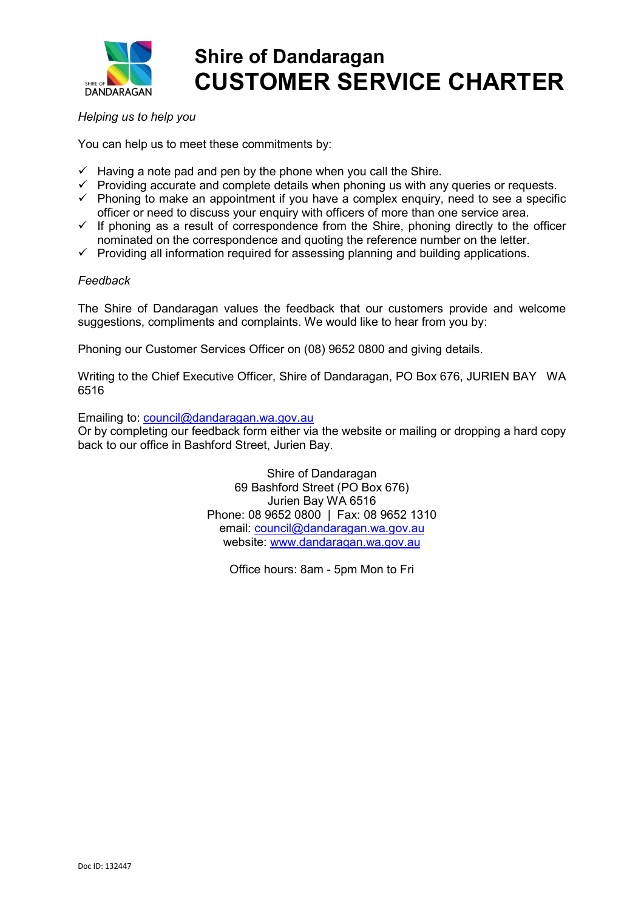# Shire of Dandaragan
# CUSTOMER SERVICE CHARTER

*Helping us to help you*

You can help us to meet these commitments by:

- ✓ Having a note pad and pen by the phone when you call the Shire.
- ✓ Providing accurate and complete details when phoning us with any queries or requests.
- ✓ Phoning to make an appointment if you have a complex enquiry, need to see a specific officer or need to discuss your enquiry with officers of more than one service area.
- ✓ If phoning as a result of correspondence from the Shire, phoning directly to the officer nominated on the correspondence and quoting the reference number on the letter.
- ✓ Providing all information required for assessing planning and building applications.

*Feedback*

The Shire of Dandaragan values the feedback that our customers provide and welcome suggestions, compliments and complaints. We would like to hear from you by:

Phoning our Customer Services Officer on (08) 9652 0800 and giving details.

Writing to the Chief Executive Officer, Shire of Dandaragan, PO Box 676, JURIEN BAY WA 6516

Emailing to: council@dandaragan.wa.gov.au
Or by completing our feedback form either via the website or mailing or dropping a hard copy back to our office in Bashford Street, Jurien Bay.

Shire of Dandaragan
69 Bashford Street (PO Box 676)
Jurien Bay WA 6516
Phone: 08 9652 0800 | Fax: 08 9652 1310
email: council@dandaragan.wa.gov.au
website: www.dandaragan.wa.gov.au

Office hours: 8am - 5pm Mon to Fri

Doc ID: 132447